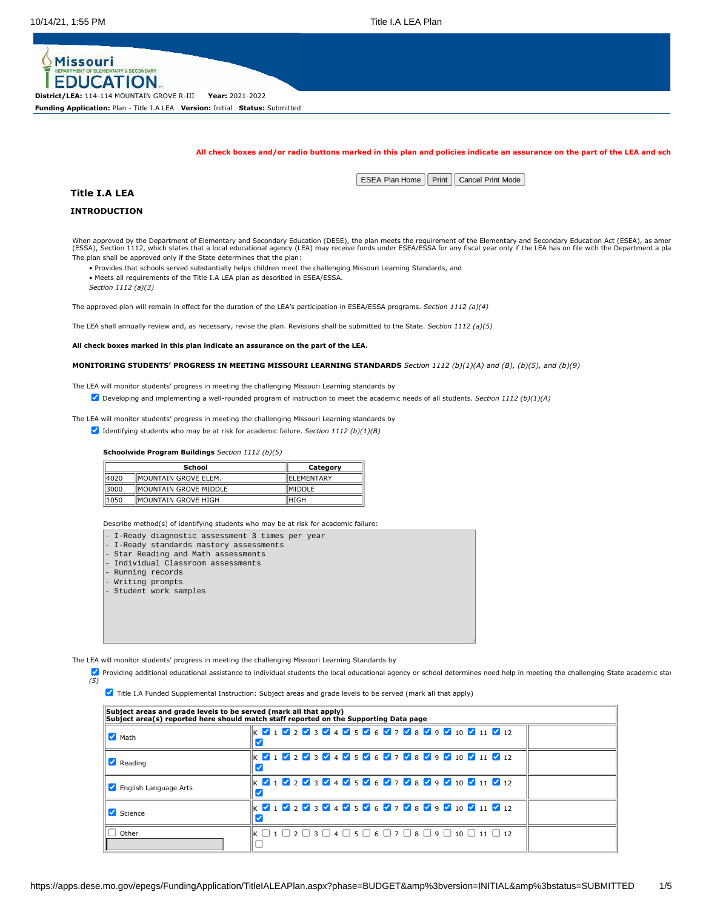**District/LEA:** 114-114 MOUNTAIN GROVE R-III **Year:** 2021-2022

**Funding Application:** Plan - Title I.A LEA **Version:** Initial **Status:** Submitted

**All check boxes and/or radio buttons marked in this plan and policies indicate an assurance on the part of the LEA and sch**

ESEA Plan Home | Print | Cancel Print Mode

## Title I.A LEA

### INTRODUCTION

When approved by the Department of Elementary and Secondary Education (DESE), the plan meets the requirement of the Elementary and Secondary Education Act (ESEA), as amer (ESSA), Section 1112, which states that a local educational agency (LEA) may receive funds under ESEA/ESSA for any fiscal year only if the LEA has on file with the Department a pla The plan shall be approved only if the State determines that the plan:

- Provides that schools served substantially helps children meet the challenging Missouri Learning Standards, and
- Meets all requirements of the Title I.A LEA plan as described in ESEA/ESSA.

*Section 1112 (a)(3)*

The approved plan will remain in effect for the duration of the LEA's participation in ESEA/ESSA programs. *Section 1112 (a)(4)*

The LEA shall annually review and, as necessary, revise the plan. Revisions shall be submitted to the State. *Section 1112 (a)(5)*

**All check boxes marked in this plan indicate an assurance on the part of the LEA.**

**MONITORING STUDENTS' PROGRESS IN MEETING MISSOURI LEARNING STANDARDS** *Section 1112 (b)(1)(A) and (B), (b)(5), and (b)(9)*

The LEA will monitor students' progress in meeting the challenging Missouri Learning standards by

- [x] Developing and implementing a well-rounded program of instruction to meet the academic needs of all students. *Section 1112 (b)(1)(A)*

The LEA will monitor students' progress in meeting the challenging Missouri Learning standards by

- [x] Identifying students who may be at risk for academic failure. *Section 1112 (b)(1)(B)*

**Schoolwide Program Buildings** *Section 1112 (b)(5)*

| School | | Category |
|---|---|---|
| 4020 | MOUNTAIN GROVE ELEM. | ELEMENTARY |
| 3000 | MOUNTAIN GROVE MIDDLE | MIDDLE |
| 1050 | MOUNTAIN GROVE HIGH | HIGH |

Describe method(s) of identifying students who may be at risk for academic failure:

```
- I-Ready diagnostic assessment 3 times per year
- I-Ready standards mastery assessments
- Star Reading and Math assessments
- Individual Classroom assessments
- Running records
- Writing prompts
- Student work samples
```

The LEA will monitor students' progress in meeting the challenging Missouri Learning Standards by

- [x] Providing additional educational assistance to individual students the local educational agency or school determines need help in meeting the challenging State academic stai *(5)*

- [x] Title I.A Funded Supplemental Instruction: Subject areas and grade levels to be served (mark all that apply)

| **Subject areas and grade levels to be served (mark all that apply)<br>Subject area(s) reported here should match staff reported on the Supporting Data page** | | |
|---|---|---|
| [x] Math | K [x] 1 [x] 2 [x] 3 [x] 4 [x] 5 [x] 6 [x] 7 [x] 8 [x] 9 [x] 10 [x] 11 [x] 12 [x] | |
| [x] Reading | K [x] 1 [x] 2 [x] 3 [x] 4 [x] 5 [x] 6 [x] 7 [x] 8 [x] 9 [x] 10 [x] 11 [x] 12 [x] | |
| [x] English Language Arts | K [x] 1 [x] 2 [x] 3 [x] 4 [x] 5 [x] 6 [x] 7 [x] 8 [x] 9 [x] 10 [x] 11 [x] 12 [x] | |
| [x] Science | K [x] 1 [x] 2 [x] 3 [x] 4 [x] 5 [x] 6 [x] 7 [x] 8 [x] 9 [x] 10 [x] 11 [x] 12 [x] | |
| [ ] Other | K [ ] 1 [ ] 2 [ ] 3 [ ] 4 [ ] 5 [ ] 6 [ ] 7 [ ] 8 [ ] 9 [ ] 10 [ ] 11 [ ] 12 [ ] | |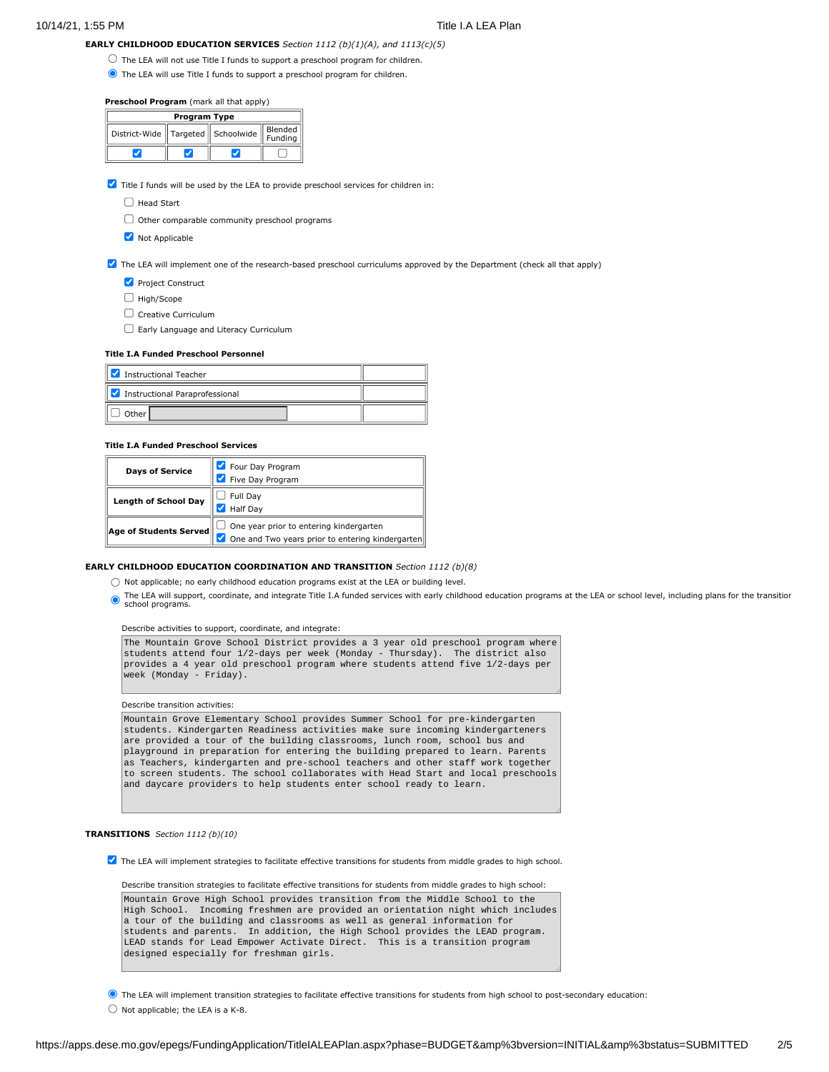**EARLY CHILDHOOD EDUCATION SERVICES** *Section 1112 (b)(1)(A), and 1113(c)(5)*

- ○ The LEA will not use Title I funds to support a preschool program for children.
- ◉ The LEA will use Title I funds to support a preschool program for children.

**Preschool Program** (mark all that apply)

| Program Type | | | |
|---|---|---|---|
| District-Wide | Targeted | Schoolwide | Blended Funding |
| ☑ | ☑ | ☑ | ☐ |

☑ Title I funds will be used by the LEA to provide preschool services for children in:

- ☐ Head Start
- ☐ Other comparable community preschool programs
- ☑ Not Applicable

☑ The LEA will implement one of the research-based preschool curriculums approved by the Department (check all that apply)

- ☑ Project Construct
- ☐ High/Scope
- ☐ Creative Curriculum
- ☐ Early Language and Literacy Curriculum

**Title I.A Funded Preschool Personnel**

| Personnel | |
|---|---|
| ☑ Instructional Teacher | |
| ☑ Instructional Paraprofessional | |
| ☐ Other | |

**Title I.A Funded Preschool Services**

| Service | Options |
|---|---|
| **Days of Service** | ☑ Four Day Program<br>☑ Five Day Program |
| **Length of School Day** | ☐ Full Day<br>☑ Half Day |
| **Age of Students Served** | ☐ One year prior to entering kindergarten<br>☑ One and Two years prior to entering kindergarten |

**EARLY CHILDHOOD EDUCATION COORDINATION AND TRANSITION** *Section 1112 (b)(8)*

- ○ Not applicable; no early childhood education programs exist at the LEA or building level.
- ◉ The LEA will support, coordinate, and integrate Title I.A funded services with early childhood education programs at the LEA or school level, including plans for the transitior school programs.

Describe activities to support, coordinate, and integrate:

> The Mountain Grove School District provides a 3 year old preschool program where students attend four 1/2-days per week (Monday - Thursday). The district also provides a 4 year old preschool program where students attend five 1/2-days per week (Monday - Friday).

Describe transition activities:

> Mountain Grove Elementary School provides Summer School for pre-kindergarten students. Kindergarten Readiness activities make sure incoming kindergarteners are provided a tour of the building classrooms, lunch room, school bus and playground in preparation for entering the building prepared to learn. Parents as Teachers, kindergarten and pre-school teachers and other staff work together to screen students. The school collaborates with Head Start and local preschools and daycare providers to help students enter school ready to learn.

**TRANSITIONS** *Section 1112 (b)(10)*

☑ The LEA will implement strategies to facilitate effective transitions for students from middle grades to high school.

Describe transition strategies to facilitate effective transitions for students from middle grades to high school:

> Mountain Grove High School provides transition from the Middle School to the High School. Incoming freshmen are provided an orientation night which includes a tour of the building and classrooms as well as general information for students and parents. In addition, the High School provides the LEAD program. LEAD stands for Lead Empower Activate Direct. This is a transition program designed especially for freshman girls.

- ◉ The LEA will implement transition strategies to facilitate effective transitions for students from high school to post-secondary education:
- ○ Not applicable; the LEA is a K-8.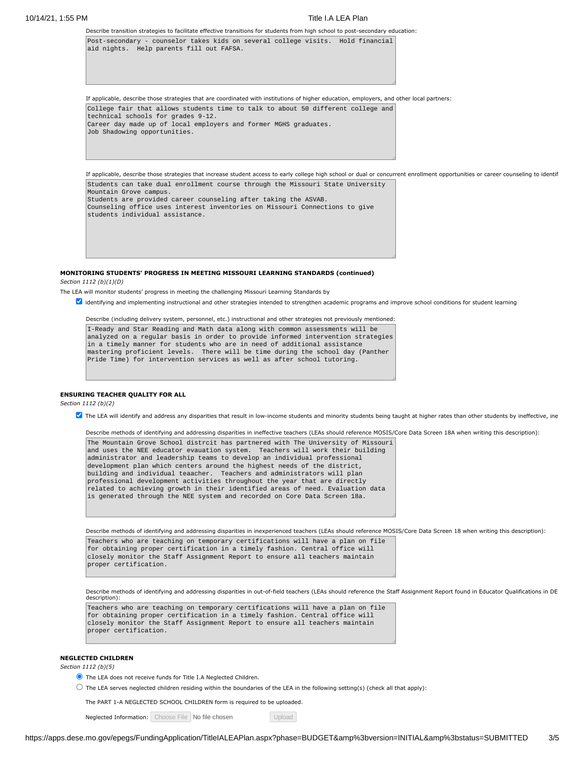Describe transition strategies to facilitate effective transitions for students from high school to post-secondary education:

Post-secondary - counselor takes kids on several college visits. Hold financial aid nights. Help parents fill out FAFSA.

If applicable, describe those strategies that are coordinated with institutions of higher education, employers, and other local partners:

College fair that allows students time to talk to about 50 different college and technical schools for grades 9-12.
Career day made up of local employers and former MGHS graduates.
Job Shadowing opportunities.

If applicable, describe those strategies that increase student access to early college high school or dual or concurrent enrollment opportunities or career counseling to identif

Students can take dual enrollment course through the Missouri State University Mountain Grove campus.
Students are provided career counseling after taking the ASVAB.
Counseling office uses interest inventories on Missouri Connections to give students individual assistance.

**MONITORING STUDENTS' PROGRESS IN MEETING MISSOURI LEARNING STANDARDS (continued)**

*Section 1112 (b)(1)(D)*

The LEA will monitor students' progress in meeting the challenging Missouri Learning Standards by

☑ identifying and implementing instructional and other strategies intended to strengthen academic programs and improve school conditions for student learning

Describe (including delivery system, personnel, etc.) instructional and other strategies not previously mentioned:

I-Ready and Star Reading and Math data along with common assessments will be analyzed on a regular basis in order to provide informed intervention strategies in a timely manner for students who are in need of additional assistance mastering proficient levels. There will be time during the school day (Panther Pride Time) for intervention services as well as after school tutoring.

**ENSURING TEACHER QUALITY FOR ALL**

*Section 1112 (b)(2)*

☑ The LEA will identify and address any disparities that result in low-income students and minority students being taught at higher rates than other students by ineffective, ine

Describe methods of identifying and addressing disparities in ineffective teachers (LEAs should reference MOSIS/Core Data Screen 18A when writing this description):

The Mountain Grove School distrcit has partnered with The University of Missouri and uses the NEE educator evauation system. Teachers will work their building administrator and leadership teams to develop an individual professional development plan which centers around the highest needs of the district, building and individual teaacher. Teachers and administrators will plan professional development activities throughout the year that are directly related to achieving growth in their identified areas of need. Evaluation data is generated through the NEE system and recorded on Core Data Screen 18a.

Describe methods of identifying and addressing disparities in inexperienced teachers (LEAs should reference MOSIS/Core Data Screen 18 when writing this description):

Teachers who are teaching on temporary certifications will have a plan on file for obtaining proper certification in a timely fashion. Central office will closely monitor the Staff Assignment Report to ensure all teachers maintain proper certification.

Describe methods of identifying and addressing disparities in out-of-field teachers (LEAs should reference the Staff Assignment Report found in Educator Qualifications in DE description):

Teachers who are teaching on temporary certifications will have a plan on file for obtaining proper certification in a timely fashion. Central office will closely monitor the Staff Assignment Report to ensure all teachers maintain proper certification.

**NEGLECTED CHILDREN**

*Section 1112 (b)(5)*

◉ The LEA does not receive funds for Title I.A Neglected Children.

○ The LEA serves neglected children residing within the boundaries of the LEA in the following setting(s) (check all that apply):

The PART 1-A NEGLECTED SCHOOL CHILDREN form is required to be uploaded.

Neglected Information: Choose File No file chosen Upload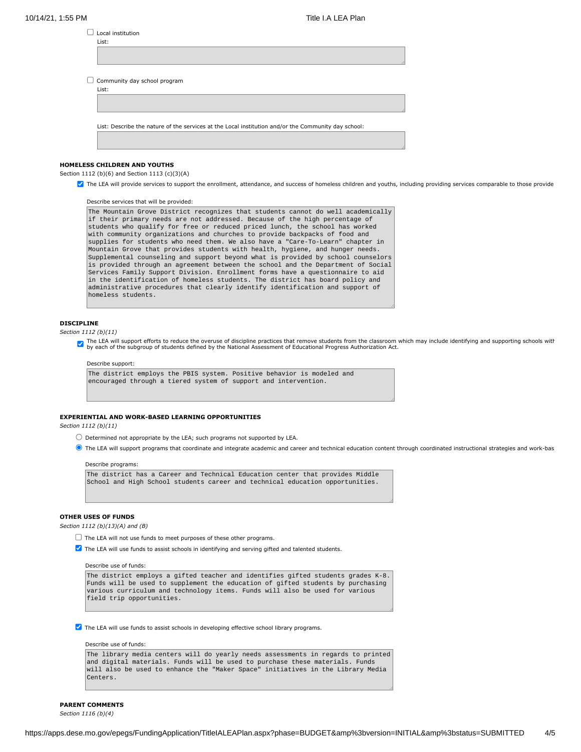☐ Local institution

List:

☐ Community day school program

List:

List: Describe the nature of the services at the Local institution and/or the Community day school:

**HOMELESS CHILDREN AND YOUTHS**

Section 1112 (b)(6) and Section 1113 (c)(3)(A)

☑ The LEA will provide services to support the enrollment, attendance, and success of homeless children and youths, including providing services comparable to those provide

Describe services that will be provided:

The Mountain Grove District recognizes that students cannot do well academically if their primary needs are not addressed. Because of the high percentage of students who qualify for free or reduced priced lunch, the school has worked with community organizations and churches to provide backpacks of food and supplies for students who need them. We also have a "Care-To-Learn" chapter in Mountain Grove that provides students with health, hygiene, and hunger needs. Supplemental counseling and support beyond what is provided by school counselors is provided through an agreement between the school and the Department of Social Services Family Support Division. Enrollment forms have a questionnaire to aid in the identification of homeless students. The district has board policy and administrative procedures that clearly identify identification and support of homeless students.

**DISCIPLINE**

*Section 1112 (b)(11)*

☑ The LEA will support efforts to reduce the overuse of discipline practices that remove students from the classroom which may include identifying and supporting schools with by each of the subgroup of students defined by the National Assessment of Educational Progress Authorization Act.

Describe support:

The district employs the PBIS system. Positive behavior is modeled and encouraged through a tiered system of support and intervention.

**EXPERIENTIAL AND WORK-BASED LEARNING OPPORTUNITIES**

*Section 1112 (b)(11)*

○ Determined not appropriate by the LEA; such programs not supported by LEA.

◉ The LEA will support programs that coordinate and integrate academic and career and technical education content through coordinated instructional strategies and work-bas

Describe programs:

The district has a Career and Technical Education center that provides Middle School and High School students career and technical education opportunities.

**OTHER USES OF FUNDS**

*Section 1112 (b)(13)(A) and (B)*

☐ The LEA will not use funds to meet purposes of these other programs.

☑ The LEA will use funds to assist schools in identifying and serving gifted and talented students.

Describe use of funds:

The district employs a gifted teacher and identifies gifted students grades K-8. Funds will be used to supplement the education of gifted students by purchasing various curriculum and technology items. Funds will also be used for various field trip opportunities.

☑ The LEA will use funds to assist schools in developing effective school library programs.

Describe use of funds:

The library media centers will do yearly needs assessments in regards to printed and digital materials. Funds will be used to purchase these materials. Funds will also be used to enhance the "Maker Space" initiatives in the Library Media Centers.

**PARENT COMMENTS**

*Section 1116 (b)(4)*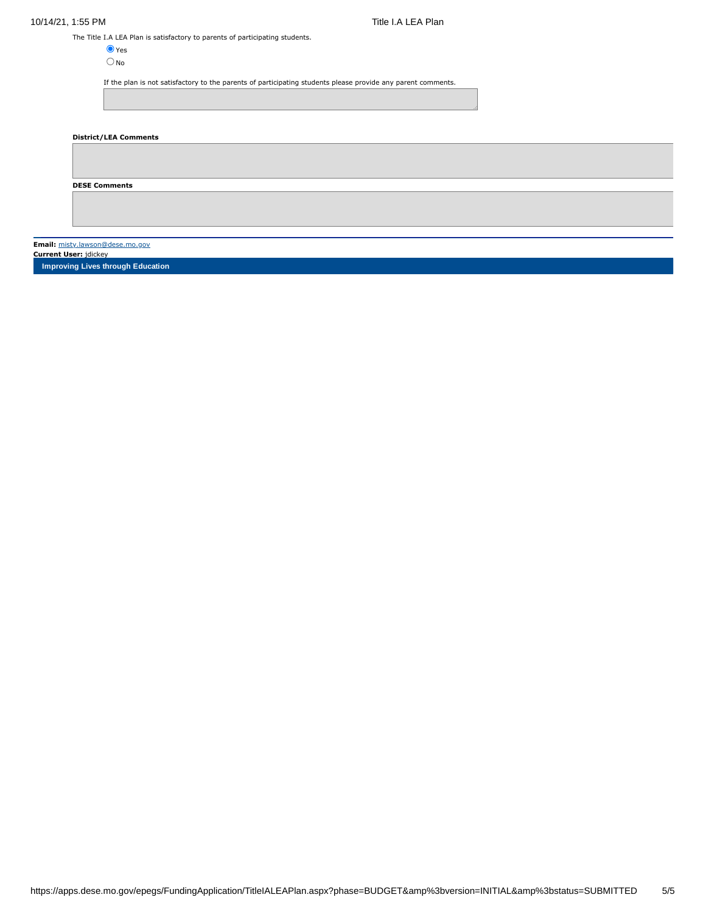The Title I.A LEA Plan is satisfactory to parents of participating students.

- (●) Yes
- ( ) No

If the plan is not satisfactory to the parents of participating students please provide any parent comments.

**District/LEA Comments**

**DESE Comments**

**Email:** misty.lawson@dese.mo.gov
**Current User:** jdickey

**Improving Lives through Education**